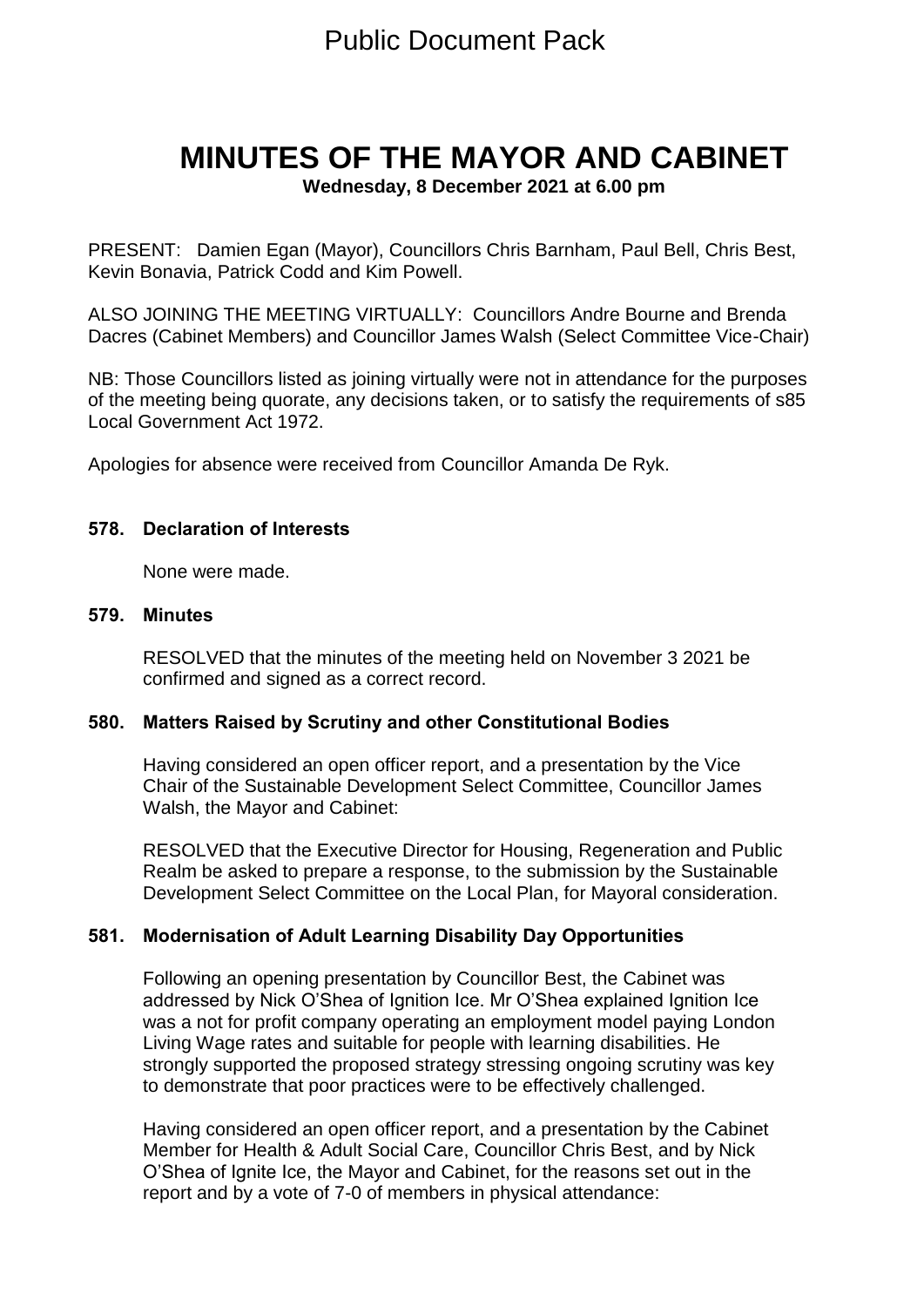Public Document Pack

# MINUTES OF THE MAYOR AND CABINET

**Wednesday, 8 December 2021 at 6.00 pm**

PRESENT: Damien Egan (Mayor), Councillors Chris Barnham, Paul Bell, Chris Best, Kevin Bonavia, Patrick Codd and Kim Powell.

ALSO JOINING THE MEETING VIRTUALLY: Councillors Andre Bourne and Brenda Dacres (Cabinet Members) and Councillor James Walsh (Select Committee Vice-Chair)

NB: Those Councillors listed as joining virtually were not in attendance for the purposes of the meeting being quorate, any decisions taken, or to satisfy the requirements of s85 Local Government Act 1972.

Apologies for absence were received from Councillor Amanda De Ryk.

## 578. Declaration of Interests

None were made.

## 579. Minutes

RESOLVED that the minutes of the meeting held on November 3 2021 be confirmed and signed as a correct record.

## 580. Matters Raised by Scrutiny and other Constitutional Bodies

Having considered an open officer report, and a presentation by the Vice Chair of the Sustainable Development Select Committee, Councillor James Walsh, the Mayor and Cabinet:

RESOLVED that the Executive Director for Housing, Regeneration and Public Realm be asked to prepare a response, to the submission by the Sustainable Development Select Committee on the Local Plan, for Mayoral consideration.

## 581. Modernisation of Adult Learning Disability Day Opportunities

Following an opening presentation by Councillor Best, the Cabinet was addressed by Nick O'Shea of Ignition Ice. Mr O'Shea explained Ignition Ice was a not for profit company operating an employment model paying London Living Wage rates and suitable for people with learning disabilities. He strongly supported the proposed strategy stressing ongoing scrutiny was key to demonstrate that poor practices were to be effectively challenged.

Having considered an open officer report, and a presentation by the Cabinet Member for Health & Adult Social Care, Councillor Chris Best, and by Nick O'Shea of Ignite Ice, the Mayor and Cabinet, for the reasons set out in the report and by a vote of 7-0 of members in physical attendance: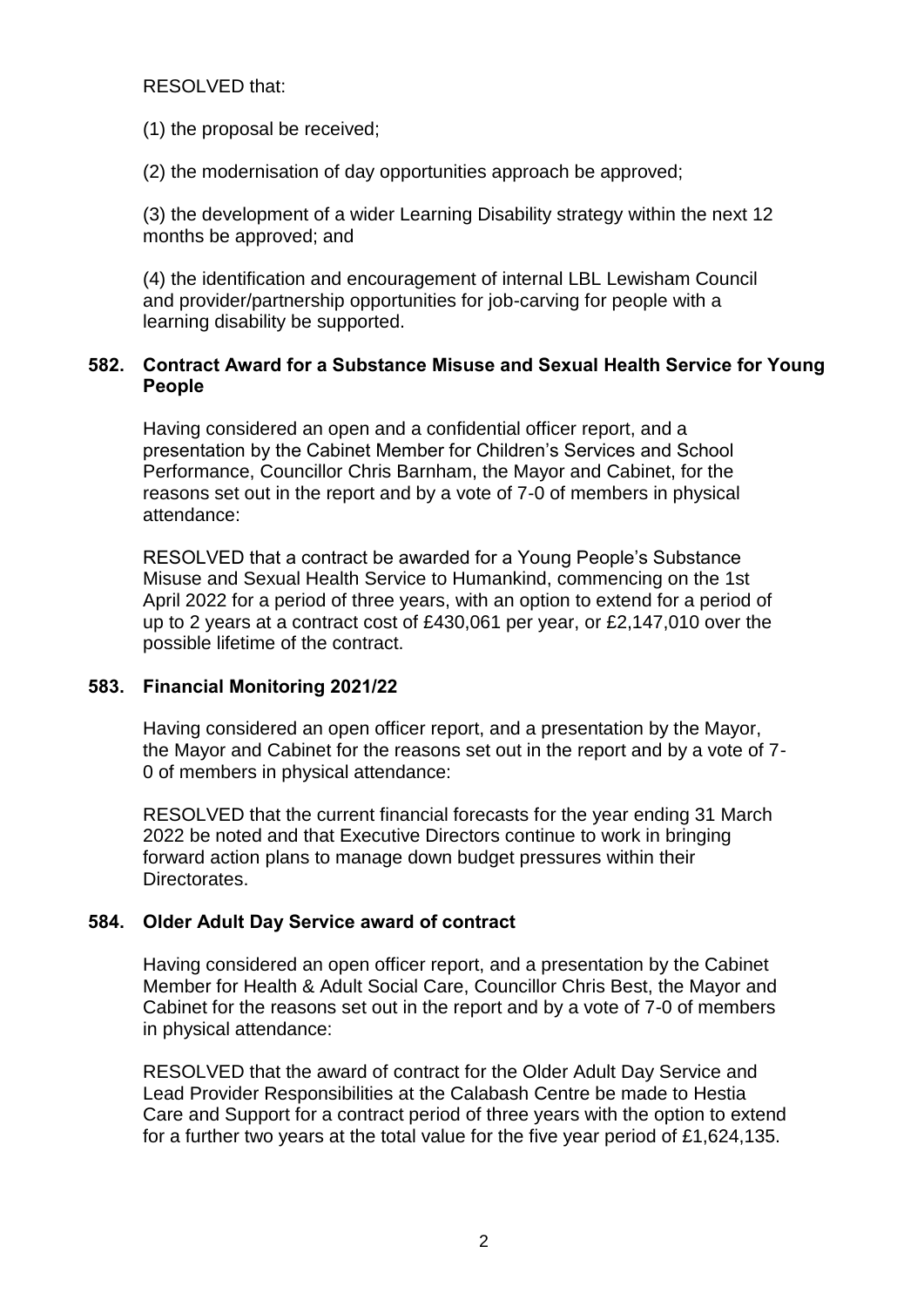RESOLVED that:

(1) the proposal be received;

(2) the modernisation of day opportunities approach be approved;

(3) the development of a wider Learning Disability strategy within the next 12 months be approved; and

(4) the identification and encouragement of internal LBL Lewisham Council and provider/partnership opportunities for job-carving for people with a learning disability be supported.

### 582. Contract Award for a Substance Misuse and Sexual Health Service for Young People

Having considered an open and a confidential officer report, and a presentation by the Cabinet Member for Children's Services and School Performance, Councillor Chris Barnham, the Mayor and Cabinet, for the reasons set out in the report and by a vote of 7-0 of members in physical attendance:

RESOLVED that a contract be awarded for a Young People's Substance Misuse and Sexual Health Service to Humankind, commencing on the 1st April 2022 for a period of three years, with an option to extend for a period of up to 2 years at a contract cost of £430,061 per year, or £2,147,010 over the possible lifetime of the contract.

### 583. Financial Monitoring 2021/22

Having considered an open officer report, and a presentation by the Mayor, the Mayor and Cabinet for the reasons set out in the report and by a vote of 7-0 of members in physical attendance:

RESOLVED that the current financial forecasts for the year ending 31 March 2022 be noted and that Executive Directors continue to work in bringing forward action plans to manage down budget pressures within their Directorates.

### 584. Older Adult Day Service award of contract

Having considered an open officer report, and a presentation by the Cabinet Member for Health & Adult Social Care, Councillor Chris Best, the Mayor and Cabinet for the reasons set out in the report and by a vote of 7-0 of members in physical attendance:

RESOLVED that the award of contract for the Older Adult Day Service and Lead Provider Responsibilities at the Calabash Centre be made to Hestia Care and Support for a contract period of three years with the option to extend for a further two years at the total value for the five year period of £1,624,135.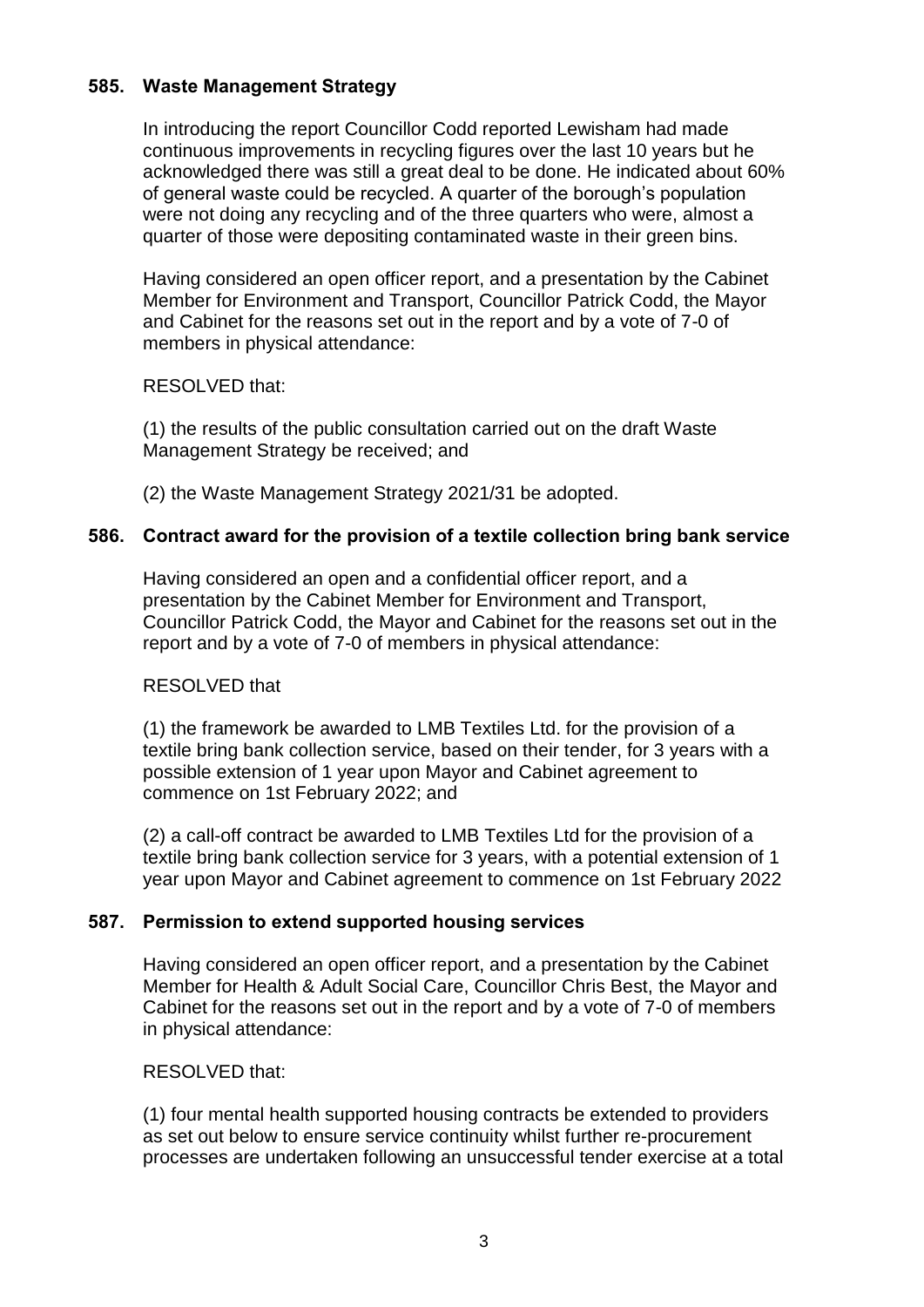## 585. Waste Management Strategy

In introducing the report Councillor Codd reported Lewisham had made continuous improvements in recycling figures over the last 10 years but he acknowledged there was still a great deal to be done. He indicated about 60% of general waste could be recycled. A quarter of the borough's population were not doing any recycling and of the three quarters who were, almost a quarter of those were depositing contaminated waste in their green bins.

Having considered an open officer report, and a presentation by the Cabinet Member for Environment and Transport, Councillor Patrick Codd, the Mayor and Cabinet for the reasons set out in the report and by a vote of 7-0 of members in physical attendance:

RESOLVED that:

(1) the results of the public consultation carried out on the draft Waste Management Strategy be received; and

(2) the Waste Management Strategy 2021/31 be adopted.

## 586. Contract award for the provision of a textile collection bring bank service

Having considered an open and a confidential officer report, and a presentation by the Cabinet Member for Environment and Transport, Councillor Patrick Codd, the Mayor and Cabinet for the reasons set out in the report and by a vote of 7-0 of members in physical attendance:

RESOLVED that

(1) the framework be awarded to LMB Textiles Ltd. for the provision of a textile bring bank collection service, based on their tender, for 3 years with a possible extension of 1 year upon Mayor and Cabinet agreement to commence on 1st February 2022; and

(2) a call-off contract be awarded to LMB Textiles Ltd for the provision of a textile bring bank collection service for 3 years, with a potential extension of 1 year upon Mayor and Cabinet agreement to commence on 1st February 2022

## 587. Permission to extend supported housing services

Having considered an open officer report, and a presentation by the Cabinet Member for Health & Adult Social Care, Councillor Chris Best, the Mayor and Cabinet for the reasons set out in the report and by a vote of 7-0 of members in physical attendance:

RESOLVED that:

(1) four mental health supported housing contracts be extended to providers as set out below to ensure service continuity whilst further re-procurement processes are undertaken following an unsuccessful tender exercise at a total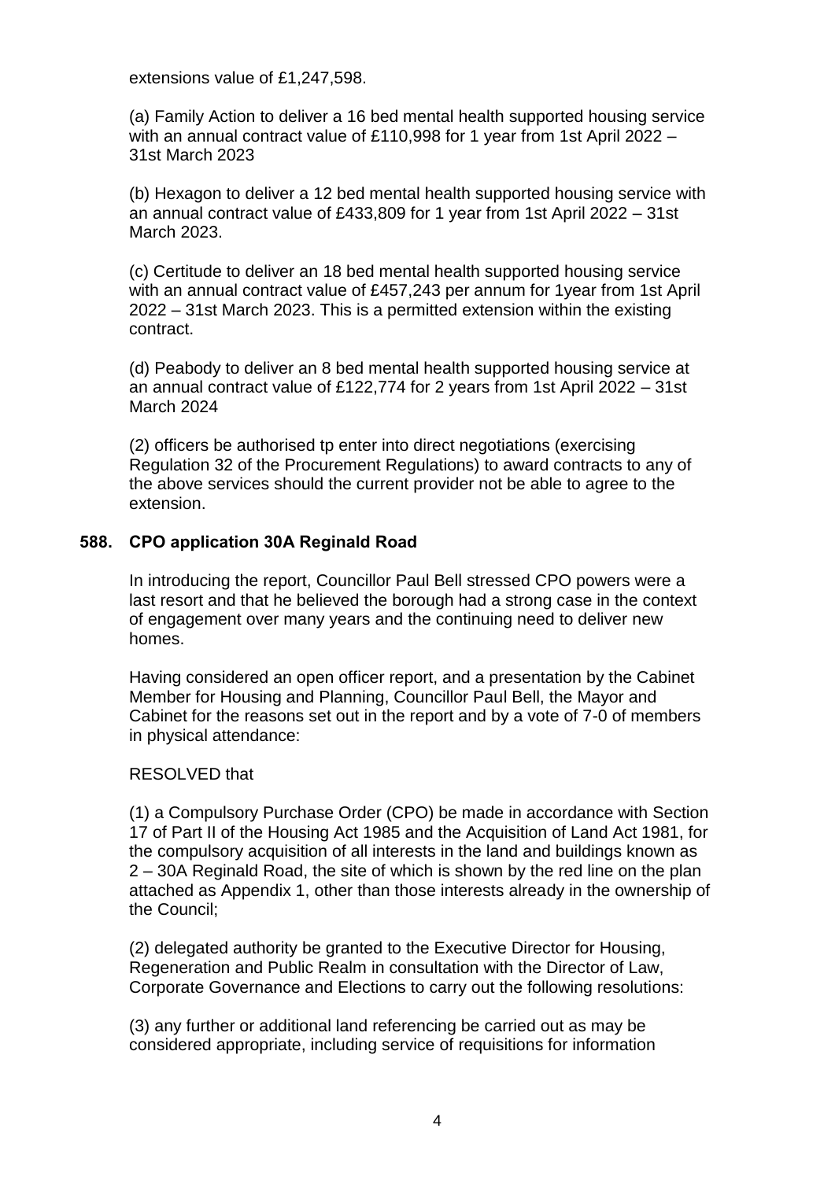extensions value of £1,247,598.

(a) Family Action to deliver a 16 bed mental health supported housing service with an annual contract value of £110,998 for 1 year from 1st April 2022 – 31st March 2023

(b) Hexagon to deliver a 12 bed mental health supported housing service with an annual contract value of £433,809 for 1 year from 1st April 2022 – 31st March 2023.

(c) Certitude to deliver an 18 bed mental health supported housing service with an annual contract value of £457,243 per annum for 1year from 1st April 2022 – 31st March 2023. This is a permitted extension within the existing contract.

(d) Peabody to deliver an 8 bed mental health supported housing service at an annual contract value of £122,774 for 2 years from 1st April 2022 – 31st March 2024

(2) officers be authorised tp enter into direct negotiations (exercising Regulation 32 of the Procurement Regulations) to award contracts to any of the above services should the current provider not be able to agree to the extension.

## 588. CPO application 30A Reginald Road

In introducing the report, Councillor Paul Bell stressed CPO powers were a last resort and that he believed the borough had a strong case in the context of engagement over many years and the continuing need to deliver new homes.

Having considered an open officer report, and a presentation by the Cabinet Member for Housing and Planning, Councillor Paul Bell, the Mayor and Cabinet for the reasons set out in the report and by a vote of 7-0 of members in physical attendance:

RESOLVED that

(1) a Compulsory Purchase Order (CPO) be made in accordance with Section 17 of Part II of the Housing Act 1985 and the Acquisition of Land Act 1981, for the compulsory acquisition of all interests in the land and buildings known as 2 – 30A Reginald Road, the site of which is shown by the red line on the plan attached as Appendix 1, other than those interests already in the ownership of the Council;

(2) delegated authority be granted to the Executive Director for Housing, Regeneration and Public Realm in consultation with the Director of Law, Corporate Governance and Elections to carry out the following resolutions:

(3) any further or additional land referencing be carried out as may be considered appropriate, including service of requisitions for information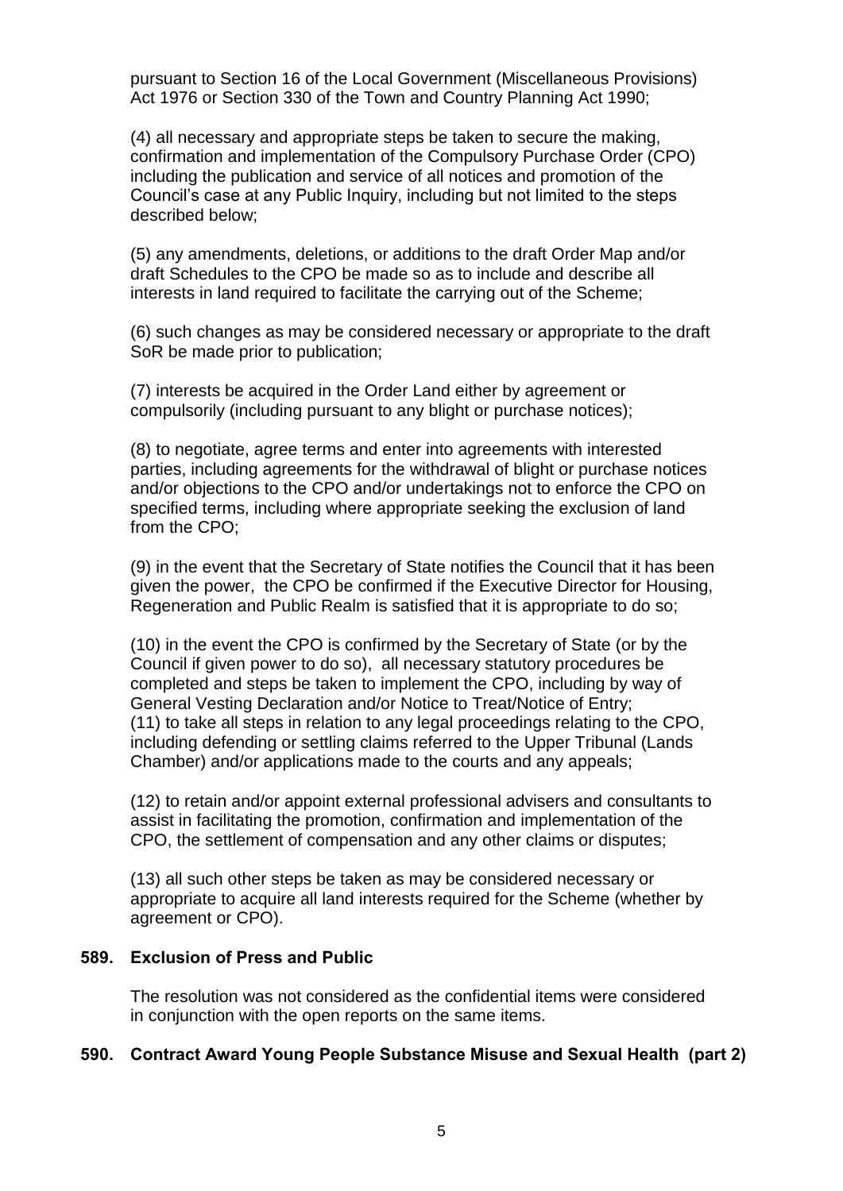pursuant to Section 16 of the Local Government (Miscellaneous Provisions) Act 1976 or Section 330 of the Town and Country Planning Act 1990;

(4) all necessary and appropriate steps be taken to secure the making, confirmation and implementation of the Compulsory Purchase Order (CPO) including the publication and service of all notices and promotion of the Council's case at any Public Inquiry, including but not limited to the steps described below;

(5) any amendments, deletions, or additions to the draft Order Map and/or draft Schedules to the CPO be made so as to include and describe all interests in land required to facilitate the carrying out of the Scheme;

(6) such changes as may be considered necessary or appropriate to the draft SoR be made prior to publication;

(7) interests be acquired in the Order Land either by agreement or compulsorily (including pursuant to any blight or purchase notices);

(8) to negotiate, agree terms and enter into agreements with interested parties, including agreements for the withdrawal of blight or purchase notices and/or objections to the CPO and/or undertakings not to enforce the CPO on specified terms, including where appropriate seeking the exclusion of land from the CPO;

(9) in the event that the Secretary of State notifies the Council that it has been given the power, the CPO be confirmed if the Executive Director for Housing, Regeneration and Public Realm is satisfied that it is appropriate to do so;

(10) in the event the CPO is confirmed by the Secretary of State (or by the Council if given power to do so), all necessary statutory procedures be completed and steps be taken to implement the CPO, including by way of General Vesting Declaration and/or Notice to Treat/Notice of Entry;
(11) to take all steps in relation to any legal proceedings relating to the CPO, including defending or settling claims referred to the Upper Tribunal (Lands Chamber) and/or applications made to the courts and any appeals;

(12) to retain and/or appoint external professional advisers and consultants to assist in facilitating the promotion, confirmation and implementation of the CPO, the settlement of compensation and any other claims or disputes;

(13) all such other steps be taken as may be considered necessary or appropriate to acquire all land interests required for the Scheme (whether by agreement or CPO).

**589. Exclusion of Press and Public**

The resolution was not considered as the confidential items were considered in conjunction with the open reports on the same items.

**590. Contract Award Young People Substance Misuse and Sexual Health (part 2)**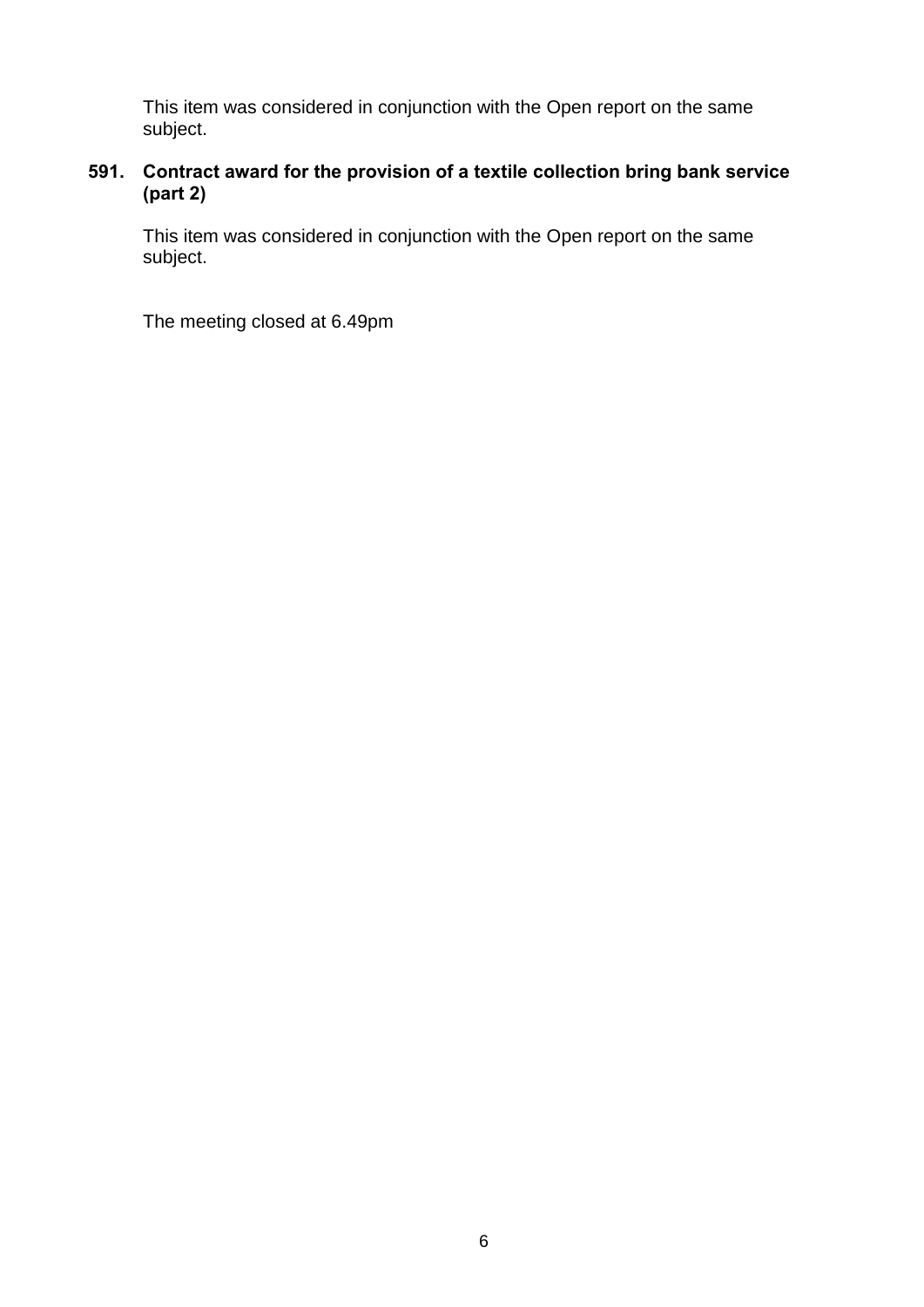This item was considered in conjunction with the Open report on the same subject.

**591. Contract award for the provision of a textile collection bring bank service (part 2)**

This item was considered in conjunction with the Open report on the same subject.

The meeting closed at 6.49pm